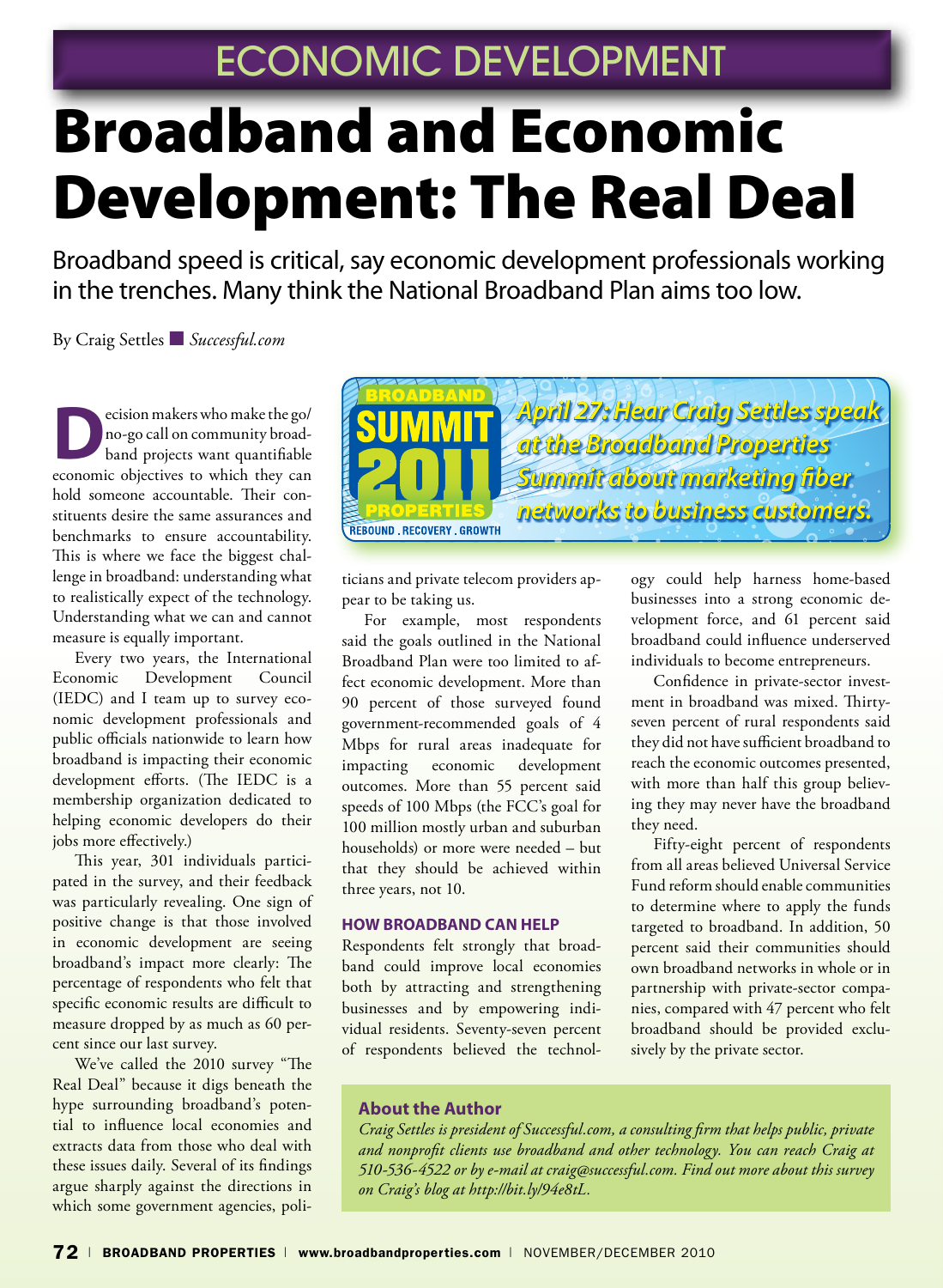ECONOMIC DEVELOPMENT

# Broadband and Economic Development: The Real Deal

Broadband speed is critical, say economic development professionals working in the trenches. Many think the National Broadband Plan aims too low.

By Craig Settles ■ *Successful.com*

Decision makers who make the go/no-go call on community broadband projects want quantifiable economic objectives to which they can hold someone accountable. Their constituents desire the same assurances and benchmarks to ensure accountability. This is where we face the biggest challenge in broadband: understanding what to realistically expect of the technology. Understanding what we can and cannot measure is equally important.

Every two years, the International Economic Development Council (IEDC) and I team up to survey economic development professionals and public officials nationwide to learn how broadband is impacting their economic development efforts. (The IEDC is a membership organization dedicated to helping economic developers do their jobs more effectively.)

This year, 301 individuals participated in the survey, and their feedback was particularly revealing. One sign of positive change is that those involved in economic development are seeing broadband's impact more clearly: The percentage of respondents who felt that specific economic results are difficult to measure dropped by as much as 60 percent since our last survey.

We've called the 2010 survey "The Real Deal" because it digs beneath the hype surrounding broadband's potential to influence local economies and extracts data from those who deal with these issues daily. Several of its findings argue sharply against the directions in which some government agencies, politicians and private telecom providers appear to be taking us.

BROADBAND SUMMIT 2011 PROPERTIES — REBOUND . RECOVERY . GROWTH

*April 27: Hear Craig Settles speak at the Broadband Properties Summit about marketing fiber networks to business customers.*

For example, most respondents said the goals outlined in the National Broadband Plan were too limited to affect economic development. More than 90 percent of those surveyed found government-recommended goals of 4 Mbps for rural areas inadequate for impacting economic development outcomes. More than 55 percent said speeds of 100 Mbps (the FCC's goal for 100 million mostly urban and suburban households) or more were needed – but that they should be achieved within three years, not 10.

### HOW BROADBAND CAN HELP

Respondents felt strongly that broadband could improve local economies both by attracting and strengthening businesses and by empowering individual residents. Seventy-seven percent of respondents believed the technology could help harness home-based businesses into a strong economic development force, and 61 percent said broadband could influence underserved individuals to become entrepreneurs.

Confidence in private-sector investment in broadband was mixed. Thirty-seven percent of rural respondents said they did not have sufficient broadband to reach the economic outcomes presented, with more than half this group believing they may never have the broadband they need.

Fifty-eight percent of respondents from all areas believed Universal Service Fund reform should enable communities to determine where to apply the funds targeted to broadband. In addition, 50 percent said their communities should own broadband networks in whole or in partnership with private-sector companies, compared with 47 percent who felt broadband should be provided exclusively by the private sector.

**About the Author**

*Craig Settles is president of Successful.com, a consulting firm that helps public, private and nonprofit clients use broadband and other technology. You can reach Craig at 510-536-4522 or by e-mail at craig@successful.com. Find out more about this survey on Craig's blog at http://bit.ly/94e8tL.*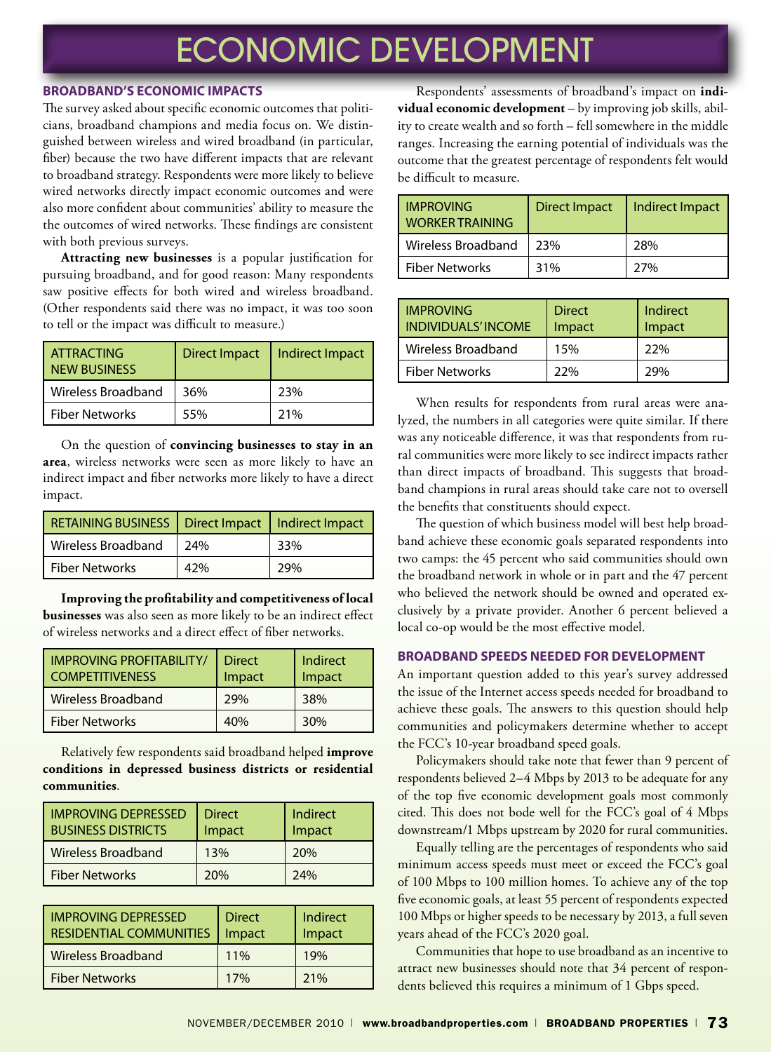# ECONOMIC DEVELOPMENT

## BROADBAND'S ECONOMIC IMPACTS

The survey asked about specific economic outcomes that politicians, broadband champions and media focus on. We distinguished between wireless and wired broadband (in particular, fiber) because the two have different impacts that are relevant to broadband strategy. Respondents were more likely to believe wired networks directly impact economic outcomes and were also more confident about communities' ability to measure the the outcomes of wired networks. These findings are consistent with both previous surveys.

**Attracting new businesses** is a popular justification for pursuing broadband, and for good reason: Many respondents saw positive effects for both wired and wireless broadband. (Other respondents said there was no impact, it was too soon to tell or the impact was difficult to measure.)

| ATTRACTING NEW BUSINESS | Direct Impact | Indirect Impact |
|---|---|---|
| Wireless Broadband | 36% | 23% |
| Fiber Networks | 55% | 21% |

On the question of **convincing businesses to stay in an area**, wireless networks were seen as more likely to have an indirect impact and fiber networks more likely to have a direct impact.

| RETAINING BUSINESS | Direct Impact | Indirect Impact |
|---|---|---|
| Wireless Broadband | 24% | 33% |
| Fiber Networks | 42% | 29% |

**Improving the profitability and competitiveness of local businesses** was also seen as more likely to be an indirect effect of wireless networks and a direct effect of fiber networks.

| IMPROVING PROFITABILITY/ COMPETITIVENESS | Direct Impact | Indirect Impact |
|---|---|---|
| Wireless Broadband | 29% | 38% |
| Fiber Networks | 40% | 30% |

Relatively few respondents said broadband helped **improve conditions in depressed business districts or residential communities**.

| IMPROVING DEPRESSED BUSINESS DISTRICTS | Direct Impact | Indirect Impact |
|---|---|---|
| Wireless Broadband | 13% | 20% |
| Fiber Networks | 20% | 24% |

| IMPROVING DEPRESSED RESIDENTIAL COMMUNITIES | Direct Impact | Indirect Impact |
|---|---|---|
| Wireless Broadband | 11% | 19% |
| Fiber Networks | 17% | 21% |

Respondents' assessments of broadband's impact on **individual economic development** – by improving job skills, ability to create wealth and so forth – fell somewhere in the middle ranges. Increasing the earning potential of individuals was the outcome that the greatest percentage of respondents felt would be difficult to measure.

| IMPROVING WORKER TRAINING | Direct Impact | Indirect Impact |
|---|---|---|
| Wireless Broadband | 23% | 28% |
| Fiber Networks | 31% | 27% |

| IMPROVING INDIVIDUALS' INCOME | Direct Impact | Indirect Impact |
|---|---|---|
| Wireless Broadband | 15% | 22% |
| Fiber Networks | 22% | 29% |

When results for respondents from rural areas were analyzed, the numbers in all categories were quite similar. If there was any noticeable difference, it was that respondents from rural communities were more likely to see indirect impacts rather than direct impacts of broadband. This suggests that broadband champions in rural areas should take care not to oversell the benefits that constituents should expect.

The question of which business model will best help broadband achieve these economic goals separated respondents into two camps: the 45 percent who said communities should own the broadband network in whole or in part and the 47 percent who believed the network should be owned and operated exclusively by a private provider. Another 6 percent believed a local co-op would be the most effective model.

## BROADBAND SPEEDS NEEDED FOR DEVELOPMENT

An important question added to this year's survey addressed the issue of the Internet access speeds needed for broadband to achieve these goals. The answers to this question should help communities and policymakers determine whether to accept the FCC's 10-year broadband speed goals.

Policymakers should take note that fewer than 9 percent of respondents believed 2–4 Mbps by 2013 to be adequate for any of the top five economic development goals most commonly cited. This does not bode well for the FCC's goal of 4 Mbps downstream/1 Mbps upstream by 2020 for rural communities.

Equally telling are the percentages of respondents who said minimum access speeds must meet or exceed the FCC's goal of 100 Mbps to 100 million homes. To achieve any of the top five economic goals, at least 55 percent of respondents expected 100 Mbps or higher speeds to be necessary by 2013, a full seven years ahead of the FCC's 2020 goal.

Communities that hope to use broadband as an incentive to attract new businesses should note that 34 percent of respondents believed this requires a minimum of 1 Gbps speed.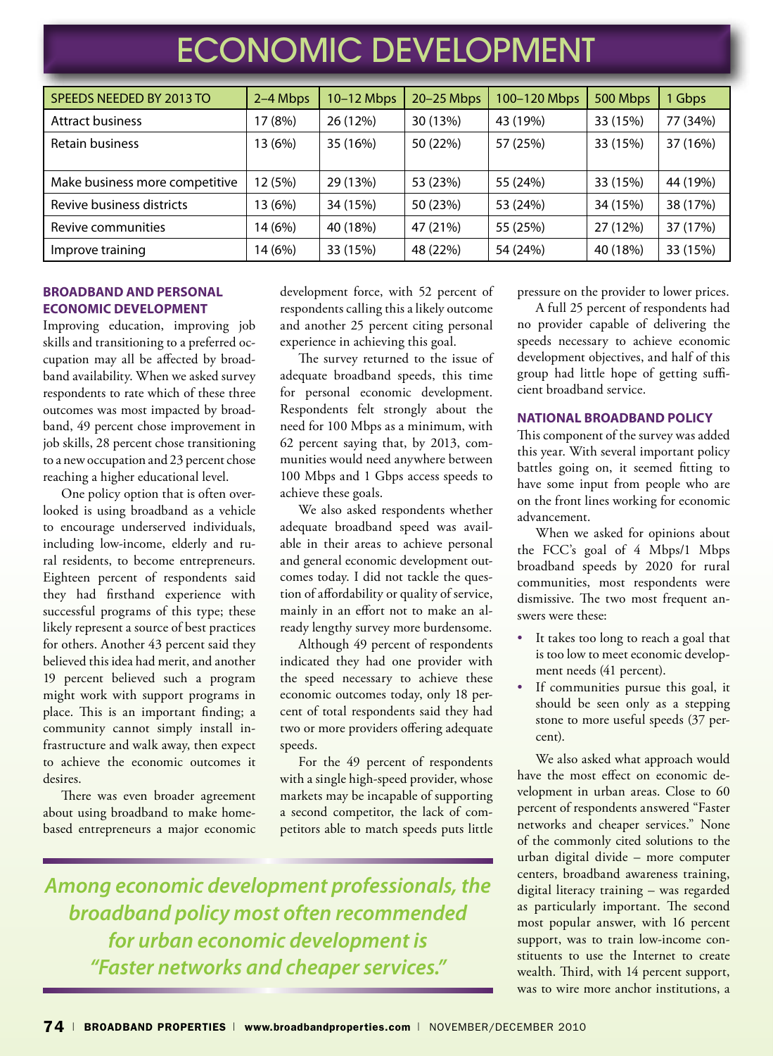# ECONOMIC DEVELOPMENT

| SPEEDS NEEDED BY 2013 TO | 2–4 Mbps | 10–12 Mbps | 20–25 Mbps | 100–120 Mbps | 500 Mbps | 1 Gbps |
|---|---|---|---|---|---|---|
| Attract business | 17 (8%) | 26 (12%) | 30 (13%) | 43 (19%) | 33 (15%) | 77 (34%) |
| Retain business | 13 (6%) | 35 (16%) | 50 (22%) | 57 (25%) | 33 (15%) | 37 (16%) |
| Make business more competitive | 12 (5%) | 29 (13%) | 53 (23%) | 55 (24%) | 33 (15%) | 44 (19%) |
| Revive business districts | 13 (6%) | 34 (15%) | 50 (23%) | 53 (24%) | 34 (15%) | 38 (17%) |
| Revive communities | 14 (6%) | 40 (18%) | 47 (21%) | 55 (25%) | 27 (12%) | 37 (17%) |
| Improve training | 14 (6%) | 33 (15%) | 48 (22%) | 54 (24%) | 40 (18%) | 33 (15%) |

### BROADBAND AND PERSONAL ECONOMIC DEVELOPMENT

Improving education, improving job skills and transitioning to a preferred occupation may all be affected by broadband availability. When we asked survey respondents to rate which of these three outcomes was most impacted by broadband, 49 percent chose improvement in job skills, 28 percent chose transitioning to a new occupation and 23 percent chose reaching a higher educational level.

One policy option that is often overlooked is using broadband as a vehicle to encourage underserved individuals, including low-income, elderly and rural residents, to become entrepreneurs. Eighteen percent of respondents said they had firsthand experience with successful programs of this type; these likely represent a source of best practices for others. Another 43 percent said they believed this idea had merit, and another 19 percent believed such a program might work with support programs in place. This is an important finding; a community cannot simply install infrastructure and walk away, then expect to achieve the economic outcomes it desires.

There was even broader agreement about using broadband to make home-based entrepreneurs a major economic development force, with 52 percent of respondents calling this a likely outcome and another 25 percent citing personal experience in achieving this goal.

The survey returned to the issue of adequate broadband speeds, this time for personal economic development. Respondents felt strongly about the need for 100 Mbps as a minimum, with 62 percent saying that, by 2013, communities would need anywhere between 100 Mbps and 1 Gbps access speeds to achieve these goals.

We also asked respondents whether adequate broadband speed was available in their areas to achieve personal and general economic development outcomes today. I did not tackle the question of affordability or quality of service, mainly in an effort not to make an already lengthy survey more burdensome.

Although 49 percent of respondents indicated they had one provider with the speed necessary to achieve these economic outcomes today, only 18 percent of total respondents said they had two or more providers offering adequate speeds.

For the 49 percent of respondents with a single high-speed provider, whose markets may be incapable of supporting a second competitor, the lack of competitors able to match speeds puts little pressure on the provider to lower prices.

A full 25 percent of respondents had no provider capable of delivering the speeds necessary to achieve economic development objectives, and half of this group had little hope of getting sufficient broadband service.

### NATIONAL BROADBAND POLICY

This component of the survey was added this year. With several important policy battles going on, it seemed fitting to have some input from people who are on the front lines working for economic advancement.

When we asked for opinions about the FCC's goal of 4 Mbps/1 Mbps broadband speeds by 2020 for rural communities, most respondents were dismissive. The two most frequent answers were these:

- It takes too long to reach a goal that is too low to meet economic development needs (41 percent).
- If communities pursue this goal, it should be seen only as a stepping stone to more useful speeds (37 percent).

We also asked what approach would have the most effect on economic development in urban areas. Close to 60 percent of respondents answered "Faster networks and cheaper services." None of the commonly cited solutions to the urban digital divide – more computer centers, broadband awareness training, digital literacy training – was regarded as particularly important. The second most popular answer, with 16 percent support, was to train low-income constituents to use the Internet to create wealth. Third, with 14 percent support, was to wire more anchor institutions, a

*Among economic development professionals, the broadband policy most often recommended for urban economic development is "Faster networks and cheaper services."*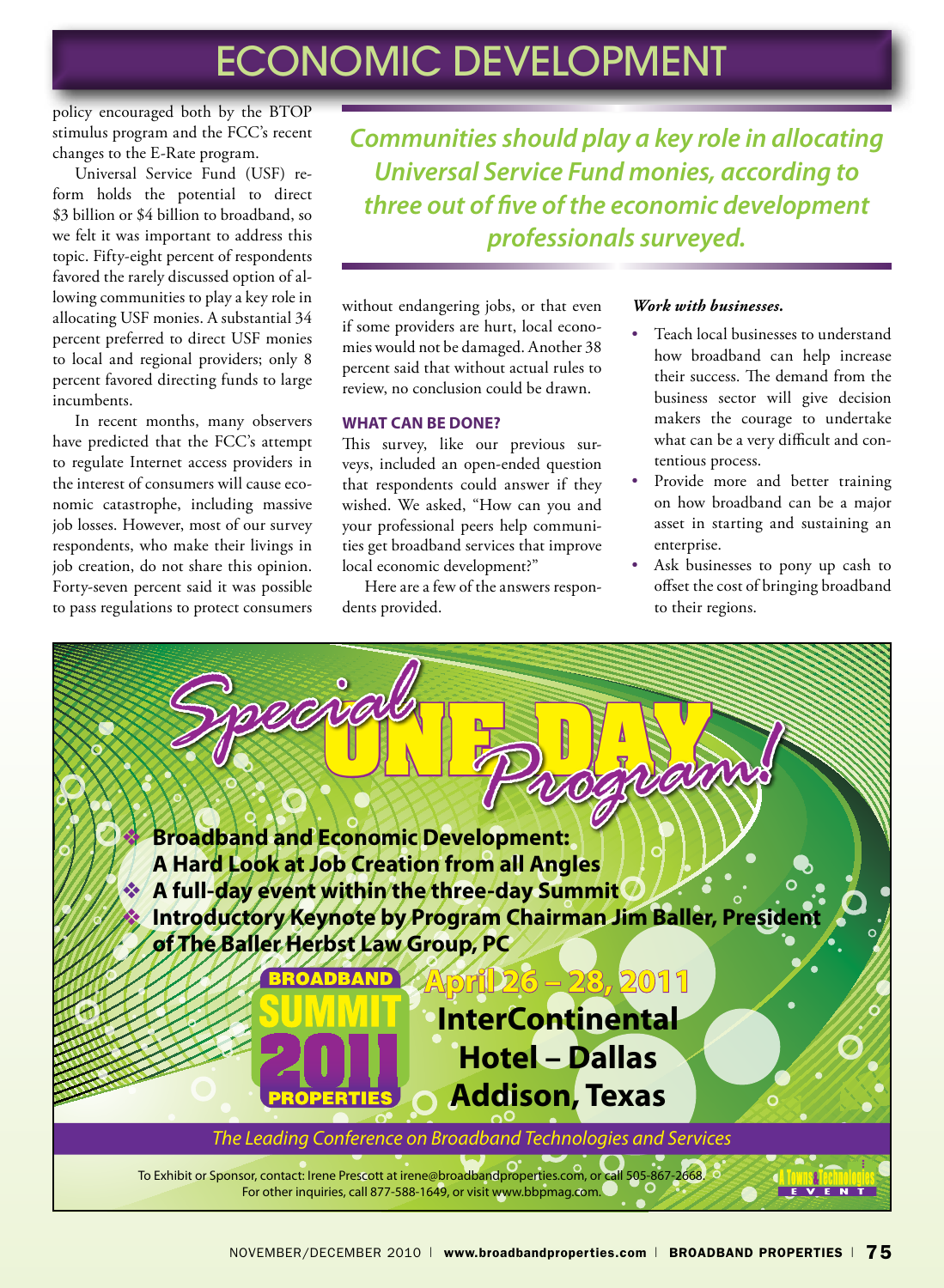## ECONOMIC DEVELOPMENT

policy encouraged both by the BTOP stimulus program and the FCC's recent changes to the E-Rate program.

Universal Service Fund (USF) reform holds the potential to direct $3 billion or $4 billion to broadband, so we felt it was important to address this topic. Fifty-eight percent of respondents favored the rarely discussed option of allowing communities to play a key role in allocating USF monies. A substantial 34 percent preferred to direct USF monies to local and regional providers; only 8 percent favored directing funds to large incumbents.

In recent months, many observers have predicted that the FCC's attempt to regulate Internet access providers in the interest of consumers will cause economic catastrophe, including massive job losses. However, most of our survey respondents, who make their livings in job creation, do not share this opinion. Forty-seven percent said it was possible to pass regulations to protect consumers without endangering jobs, or that even if some providers are hurt, local economies would not be damaged. Another 38 percent said that without actual rules to review, no conclusion could be drawn.

> *Communities should play a key role in allocating Universal Service Fund monies, according to three out of five of the economic development professionals surveyed.*

### WHAT CAN BE DONE?

This survey, like our previous surveys, included an open-ended question that respondents could answer if they wished. We asked, "How can you and your professional peers help communities get broadband services that improve local economic development?"

Here are a few of the answers respondents provided.

***Work with businesses.***

- Teach local businesses to understand how broadband can help increase their success. The demand from the business sector will give decision makers the courage to undertake what can be a very difficult and contentious process.
- Provide more and better training on how broadband can be a major asset in starting and sustaining an enterprise.
- Ask businesses to pony up cash to offset the cost of bringing broadband to their regions.

---

**Special ONE DAY Program!**

- **Broadband and Economic Development: A Hard Look at Job Creation from all Angles**
- **A full-day event within the three-day Summit**
- **Introductory Keynote by Program Chairman Jim Baller, President of The Baller Herbst Law Group, PC**

BROADBAND SUMMIT 2011 PROPERTIES

**April 26 – 28, 2011**
**InterContinental Hotel – Dallas**
**Addison, Texas**

*The Leading Conference on Broadband Technologies and Services*

To Exhibit or Sponsor, contact: Irene Prescott at irene@broadbandproperties.com, or call 505-867-2668.
For other inquiries, call 877-588-1649, or visit www.bbpmag.com.

A Towns & Technologies EVENT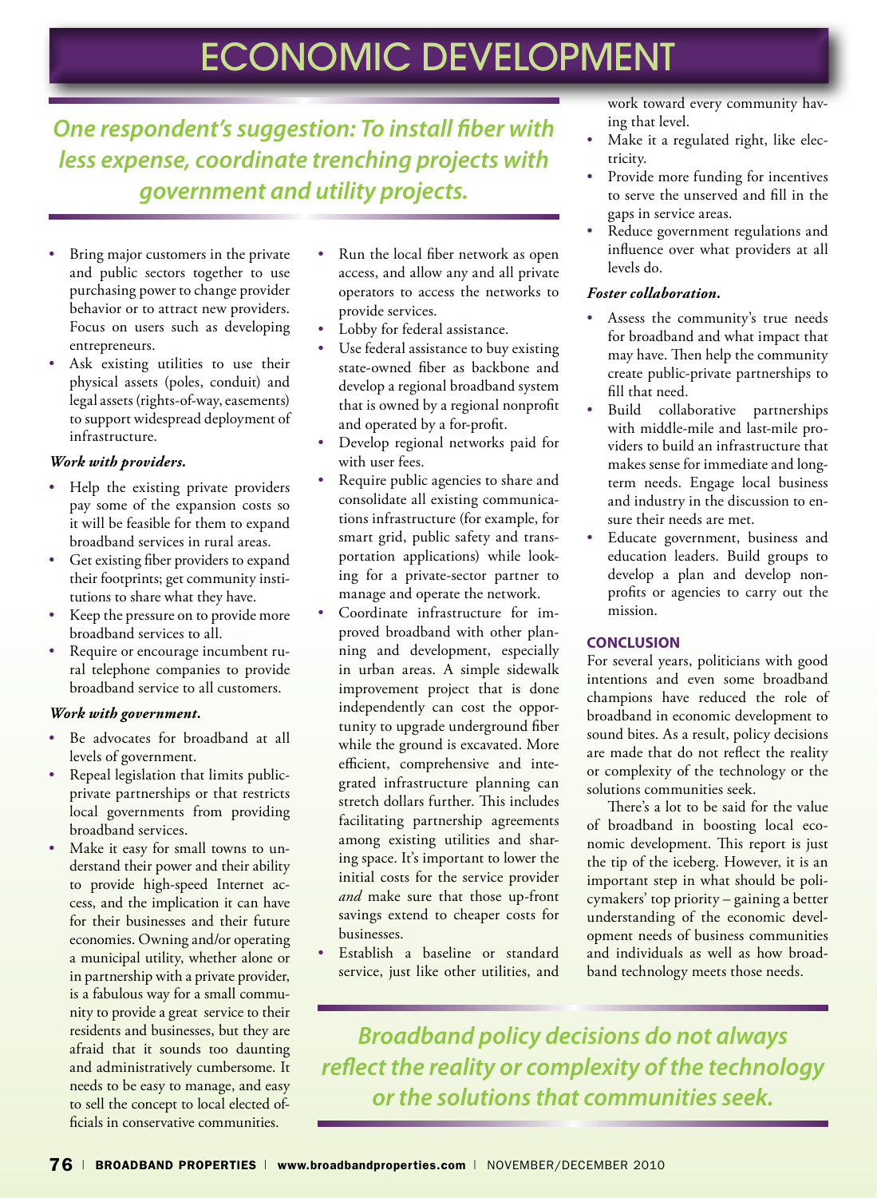# ECONOMIC DEVELOPMENT

***One respondent's suggestion: To install fiber with less expense, coordinate trenching projects with government and utility projects.***

- Bring major customers in the private and public sectors together to use purchasing power to change provider behavior or to attract new providers. Focus on users such as developing entrepreneurs.
- Ask existing utilities to use their physical assets (poles, conduit) and legal assets (rights-of-way, easements) to support widespread deployment of infrastructure.

***Work with providers.***

- Help the existing private providers pay some of the expansion costs so it will be feasible for them to expand broadband services in rural areas.
- Get existing fiber providers to expand their footprints; get community institutions to share what they have.
- Keep the pressure on to provide more broadband services to all.
- Require or encourage incumbent rural telephone companies to provide broadband service to all customers.

***Work with government.***

- Be advocates for broadband at all levels of government.
- Repeal legislation that limits public-private partnerships or that restricts local governments from providing broadband services.
- Make it easy for small towns to understand their power and their ability to provide high-speed Internet access, and the implication it can have for their businesses and their future economies. Owning and/or operating a municipal utility, whether alone or in partnership with a private provider, is a fabulous way for a small community to provide a great service to their residents and businesses, but they are afraid that it sounds too daunting and administratively cumbersome. It needs to be easy to manage, and easy to sell the concept to local elected officials in conservative communities.
- Run the local fiber network as open access, and allow any and all private operators to access the networks to provide services.
- Lobby for federal assistance.
- Use federal assistance to buy existing state-owned fiber as backbone and develop a regional broadband system that is owned by a regional nonprofit and operated by a for-profit.
- Develop regional networks paid for with user fees.
- Require public agencies to share and consolidate all existing communications infrastructure (for example, for smart grid, public safety and transportation applications) while looking for a private-sector partner to manage and operate the network.
- Coordinate infrastructure for improved broadband with other planning and development, especially in urban areas. A simple sidewalk improvement project that is done independently can cost the opportunity to upgrade underground fiber while the ground is excavated. More efficient, comprehensive and integrated infrastructure planning can stretch dollars further. This includes facilitating partnership agreements among existing utilities and sharing space. It's important to lower the initial costs for the service provider *and* make sure that those up-front savings extend to cheaper costs for businesses.
- Establish a baseline or standard service, just like other utilities, and work toward every community having that level.
- Make it a regulated right, like electricity.
- Provide more funding for incentives to serve the unserved and fill in the gaps in service areas.
- Reduce government regulations and influence over what providers at all levels do.

***Foster collaboration.***

- Assess the community's true needs for broadband and what impact that may have. Then help the community create public-private partnerships to fill that need.
- Build collaborative partnerships with middle-mile and last-mile providers to build an infrastructure that makes sense for immediate and long-term needs. Engage local business and industry in the discussion to ensure their needs are met.
- Educate government, business and education leaders. Build groups to develop a plan and develop nonprofits or agencies to carry out the mission.

## CONCLUSION

For several years, politicians with good intentions and even some broadband champions have reduced the role of broadband in economic development to sound bites. As a result, policy decisions are made that do not reflect the reality or complexity of the technology or the solutions communities seek.

There's a lot to be said for the value of broadband in boosting local economic development. This report is just the tip of the iceberg. However, it is an important step in what should be policymakers' top priority – gaining a better understanding of the economic development needs of business communities and individuals as well as how broadband technology meets those needs.

***Broadband policy decisions do not always reflect the reality or complexity of the technology or the solutions that communities seek.***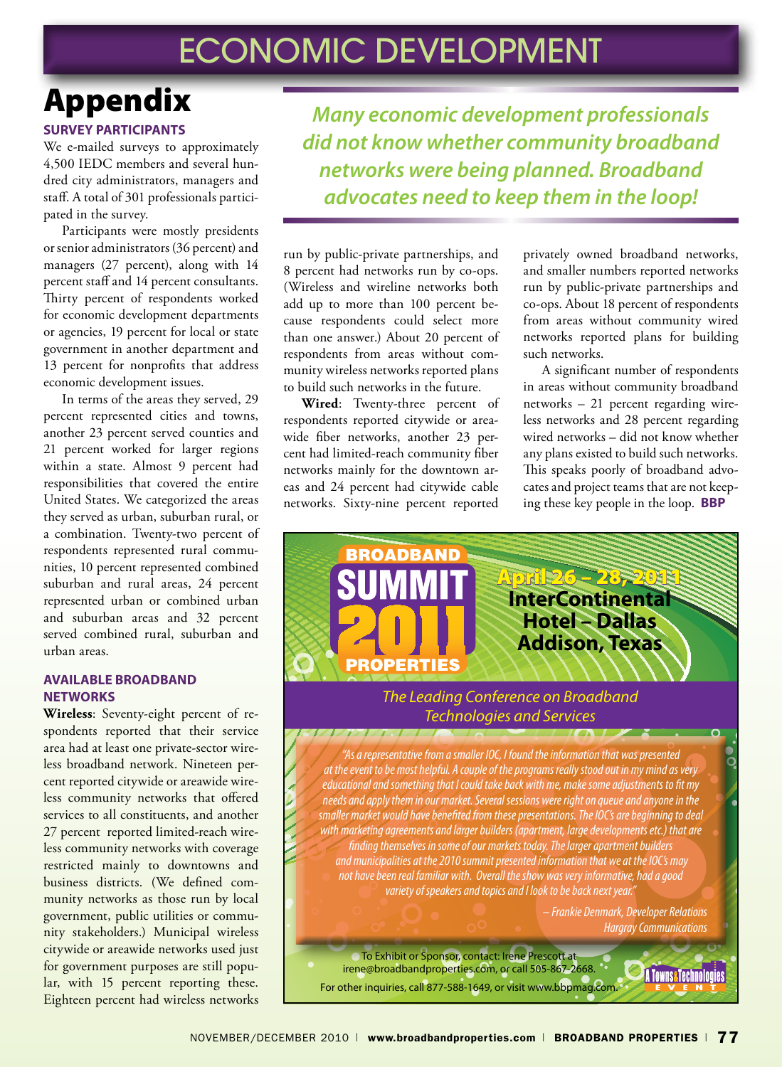# Appendix

## SURVEY PARTICIPANTS

We e-mailed surveys to approximately 4,500 IEDC members and several hundred city administrators, managers and staff. A total of 301 professionals participated in the survey.

Participants were mostly presidents or senior administrators (36 percent) and managers (27 percent), along with 14 percent staff and 14 percent consultants. Thirty percent of respondents worked for economic development departments or agencies, 19 percent for local or state government in another department and 13 percent for nonprofits that address economic development issues.

In terms of the areas they served, 29 percent represented cities and towns, another 23 percent served counties and 21 percent worked for larger regions within a state. Almost 9 percent had responsibilities that covered the entire United States. We categorized the areas they served as urban, suburban rural, or a combination. Twenty-two percent of respondents represented rural communities, 10 percent represented combined suburban and rural areas, 24 percent represented urban or combined urban and suburban areas and 32 percent served combined rural, suburban and urban areas.

## AVAILABLE BROADBAND NETWORKS

**Wireless**: Seventy-eight percent of respondents reported that their service area had at least one private-sector wireless broadband network. Nineteen percent reported citywide or areawide wireless community networks that offered services to all constituents, and another 27 percent reported limited-reach wireless community networks with coverage restricted mainly to downtowns and business districts. (We defined community networks as those run by local government, public utilities or community stakeholders.) Municipal wireless citywide or areawide networks used just for government purposes are still popular, with 15 percent reporting these. Eighteen percent had wireless networks run by public-private partnerships, and 8 percent had networks run by co-ops. (Wireless and wireline networks both add up to more than 100 percent because respondents could select more than one answer.) About 20 percent of respondents from areas without community wireless networks reported plans to build such networks in the future.

**Wired**: Twenty-three percent of respondents reported citywide or areawide fiber networks, another 23 percent had limited-reach community fiber networks mainly for the downtown areas and 24 percent had citywide cable networks. Sixty-nine percent reported privately owned broadband networks, and smaller numbers reported networks run by public-private partnerships and co-ops. About 18 percent of respondents from areas without community wired networks reported plans for building such networks.

A significant number of respondents in areas without community broadband networks – 21 percent regarding wireless networks and 28 percent regarding wired networks – did not know whether any plans existed to build such networks. This speaks poorly of broadband advocates and project teams that are not keeping these key people in the loop. **BBP**

*Many economic development professionals did not know whether community broadband networks were being planned. Broadband advocates need to keep them in the loop!*

---

BROADBAND SUMMIT 2011 PROPERTIES

April 26 – 28, 2011
InterContinental Hotel – Dallas
Addison, Texas

*The Leading Conference on Broadband Technologies and Services*

*"As a representative from a smaller IOC, I found the information that was presented at the event to be most helpful. A couple of the programs really stood out in my mind as very educational and something that I could take back with me, make some adjustments to fit my needs and apply them in our market. Several sessions were right on queue and anyone in the smaller market would have benefited from these presentations. The IOC's are beginning to deal with marketing agreements and larger builders (apartment, large developments etc.) that are finding themselves in some of our markets today. The larger apartment builders and municipalities at the 2010 summit presented information that we at the IOC's may not have been real familiar with. Overall the show was very informative, had a good variety of speakers and topics and I look to be back next year."*

*– Frankie Denmark, Developer Relations Hargray Communications*

To Exhibit or Sponsor, contact: Irene Prescott at irene@broadbandproperties.com, or call 505-867-2668.
For other inquiries, call 877-588-1649, or visit www.bbpmag.com.

A Towns & Technologies EVENT